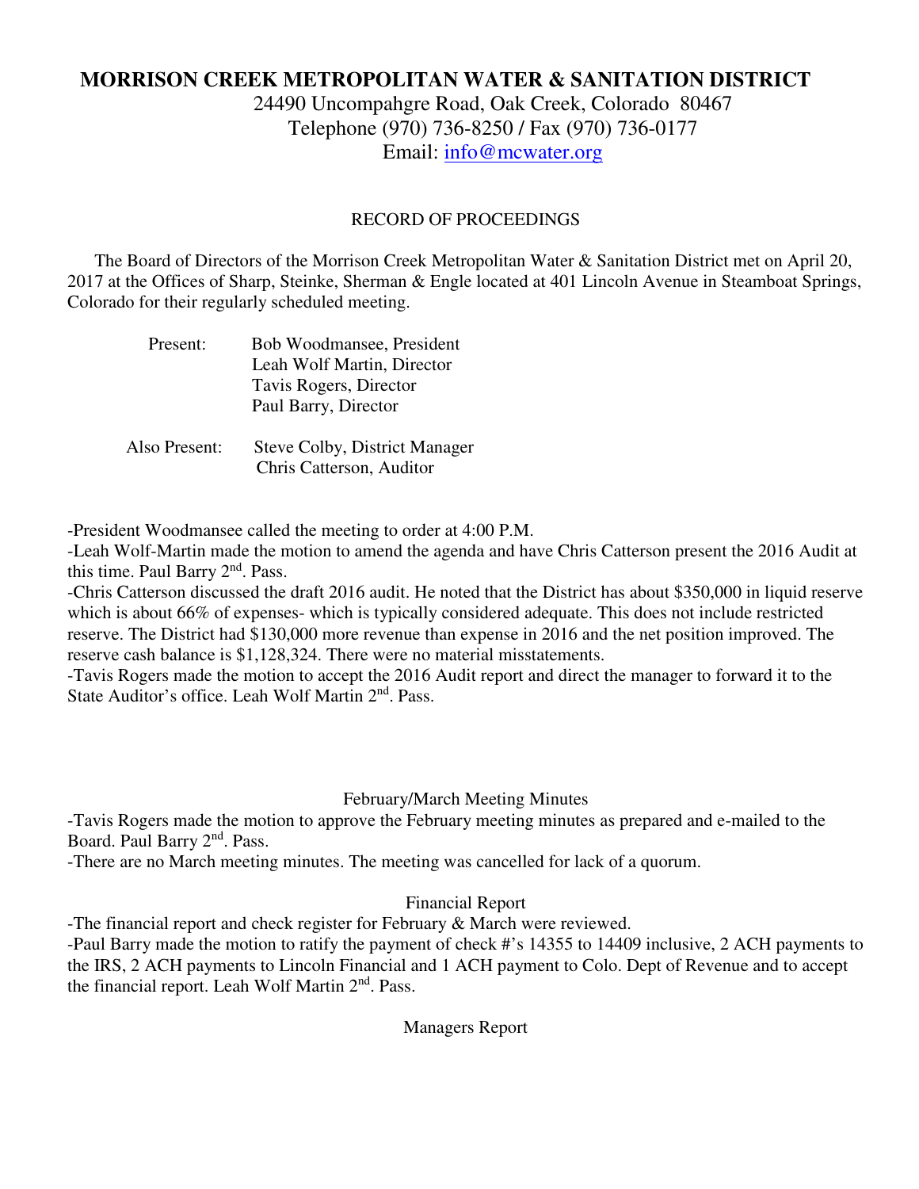# MORRISON CREEK METROPOLITAN WATER & SANITATION DISTRICT

24490 Uncompahgre Road, Oak Creek, Colorado 80467
Telephone (970) 736-8250 / Fax (970) 736-0177
Email: info@mcwater.org

RECORD OF PROCEEDINGS

The Board of Directors of the Morrison Creek Metropolitan Water & Sanitation District met on April 20, 2017 at the Offices of Sharp, Steinke, Sherman & Engle located at 401 Lincoln Avenue in Steamboat Springs, Colorado for their regularly scheduled meeting.

Present: Bob Woodmansee, President
Leah Wolf Martin, Director
Tavis Rogers, Director
Paul Barry, Director

Also Present: Steve Colby, District Manager
Chris Catterson, Auditor

-President Woodmansee called the meeting to order at 4:00 P.M.
-Leah Wolf-Martin made the motion to amend the agenda and have Chris Catterson present the 2016 Audit at this time. Paul Barry 2nd. Pass.
-Chris Catterson discussed the draft 2016 audit. He noted that the District has about $350,000 in liquid reserve which is about 66% of expenses- which is typically considered adequate. This does not include restricted reserve. The District had $130,000 more revenue than expense in 2016 and the net position improved. The reserve cash balance is $1,128,324. There were no material misstatements.
-Tavis Rogers made the motion to accept the 2016 Audit report and direct the manager to forward it to the State Auditor's office. Leah Wolf Martin 2nd. Pass.

## February/March Meeting Minutes

-Tavis Rogers made the motion to approve the February meeting minutes as prepared and e-mailed to the Board. Paul Barry 2nd. Pass.
-There are no March meeting minutes. The meeting was cancelled for lack of a quorum.

## Financial Report

-The financial report and check register for February & March were reviewed.
-Paul Barry made the motion to ratify the payment of check #'s 14355 to 14409 inclusive, 2 ACH payments to the IRS, 2 ACH payments to Lincoln Financial and 1 ACH payment to Colo. Dept of Revenue and to accept the financial report. Leah Wolf Martin 2nd. Pass.

## Managers Report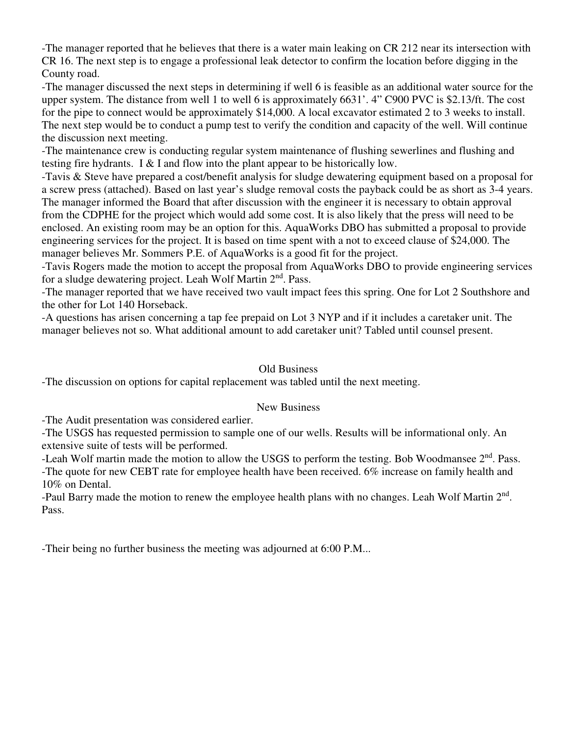-The manager reported that he believes that there is a water main leaking on CR 212 near its intersection with CR 16. The next step is to engage a professional leak detector to confirm the location before digging in the County road.

-The manager discussed the next steps in determining if well 6 is feasible as an additional water source for the upper system. The distance from well 1 to well 6 is approximately 6631'. 4" C900 PVC is $2.13/ft. The cost for the pipe to connect would be approximately $14,000. A local excavator estimated 2 to 3 weeks to install. The next step would be to conduct a pump test to verify the condition and capacity of the well. Will continue the discussion next meeting.

-The maintenance crew is conducting regular system maintenance of flushing sewerlines and flushing and testing fire hydrants. I & I and flow into the plant appear to be historically low.

-Tavis & Steve have prepared a cost/benefit analysis for sludge dewatering equipment based on a proposal for a screw press (attached). Based on last year's sludge removal costs the payback could be as short as 3-4 years. The manager informed the Board that after discussion with the engineer it is necessary to obtain approval from the CDPHE for the project which would add some cost. It is also likely that the press will need to be enclosed. An existing room may be an option for this. AquaWorks DBO has submitted a proposal to provide engineering services for the project. It is based on time spent with a not to exceed clause of $24,000. The manager believes Mr. Sommers P.E. of AquaWorks is a good fit for the project.

-Tavis Rogers made the motion to accept the proposal from AquaWorks DBO to provide engineering services for a sludge dewatering project. Leah Wolf Martin 2nd. Pass.

-The manager reported that we have received two vault impact fees this spring. One for Lot 2 Southshore and the other for Lot 140 Horseback.

-A questions has arisen concerning a tap fee prepaid on Lot 3 NYP and if it includes a caretaker unit. The manager believes not so. What additional amount to add caretaker unit? Tabled until counsel present.

## Old Business

-The discussion on options for capital replacement was tabled until the next meeting.

## New Business

-The Audit presentation was considered earlier.

-The USGS has requested permission to sample one of our wells. Results will be informational only. An extensive suite of tests will be performed.

-Leah Wolf martin made the motion to allow the USGS to perform the testing. Bob Woodmansee 2nd. Pass.

-The quote for new CEBT rate for employee health have been received. 6% increase on family health and 10% on Dental.

-Paul Barry made the motion to renew the employee health plans with no changes. Leah Wolf Martin 2nd. Pass.

-Their being no further business the meeting was adjourned at 6:00 P.M...